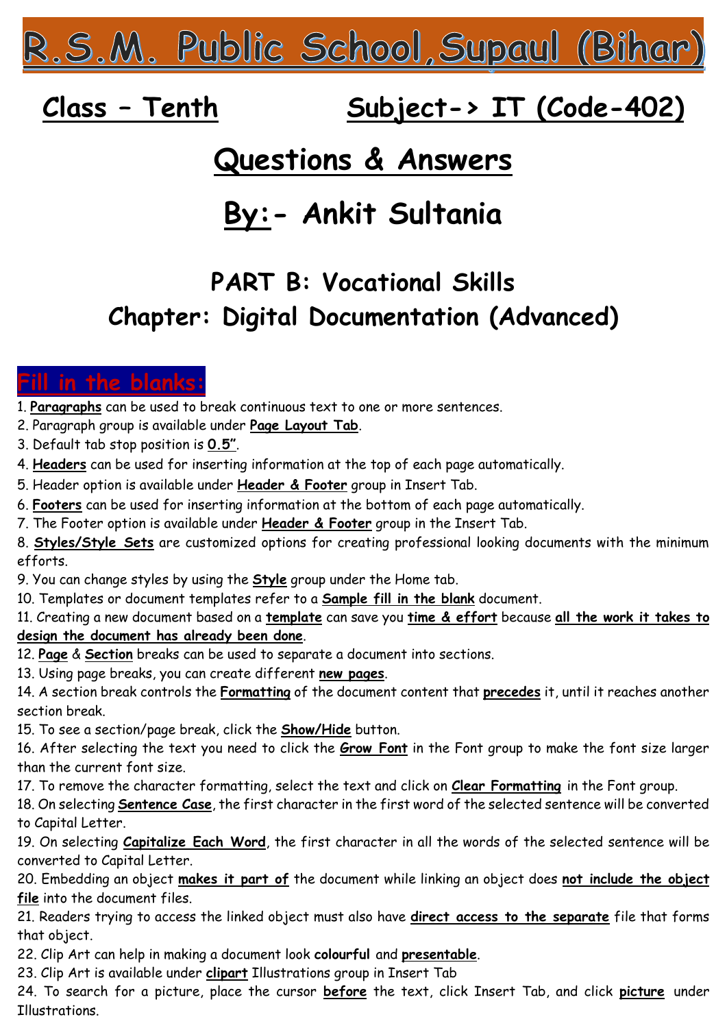# R.S.M. Public School, Supaul (Bihar)

## Class – Tenth                Subject-> IT (Code-402)

# Questions & Answers

# By:- Ankit Sultania

## PART B: Vocational Skills
## Chapter: Digital Documentation (Advanced)

## Fill in the blanks:

1. **Paragraphs** can be used to break continuous text to one or more sentences.
2. Paragraph group is available under **Page Layout Tab**.
3. Default tab stop position is **0.5”**.
4. **Headers** can be used for inserting information at the top of each page automatically.
5. Header option is available under **Header & Footer** group in Insert Tab.
6. **Footers** can be used for inserting information at the bottom of each page automatically.
7. The Footer option is available under **Header & Footer** group in the Insert Tab.
8. **Styles/Style Sets** are customized options for creating professional looking documents with the minimum efforts.
9. You can change styles by using the **Style** group under the Home tab.
10. Templates or document templates refer to a **Sample fill in the blank** document.
11. Creating a new document based on a **template** can save you **time & effort** because **all the work it takes to design the document has already been done**.
12. **Page** & **Section** breaks can be used to separate a document into sections.
13. Using page breaks, you can create different **new pages**.
14. A section break controls the **Formatting** of the document content that **precedes** it, until it reaches another section break.
15. To see a section/page break, click the **Show/Hide** button.
16. After selecting the text you need to click the **Grow Font** in the Font group to make the font size larger than the current font size.
17. To remove the character formatting, select the text and click on **Clear Formatting** in the Font group.
18. On selecting **Sentence Case**, the first character in the first word of the selected sentence will be converted to Capital Letter.
19. On selecting **Capitalize Each Word**, the first character in all the words of the selected sentence will be converted to Capital Letter.
20. Embedding an object **makes it part of** the document while linking an object does **not include the object file** into the document files.
21. Readers trying to access the linked object must also have **direct access to the separate** file that forms that object.
22. Clip Art can help in making a document look **colourful** and **presentable**.
23. Clip Art is available under **clipart** Illustrations group in Insert Tab
24. To search for a picture, place the cursor **before** the text, click Insert Tab, and click **picture** under Illustrations.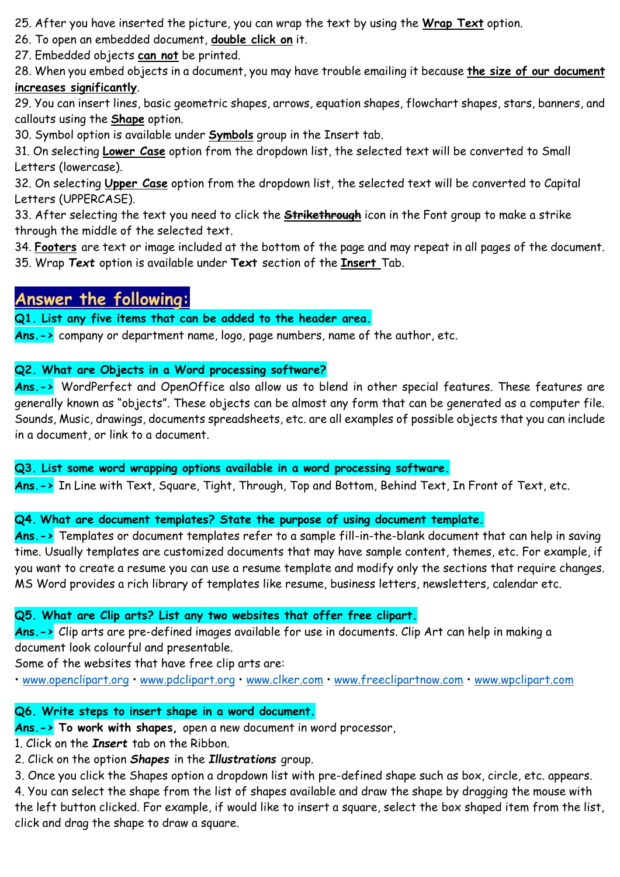25. After you have inserted the picture, you can wrap the text by using the **Wrap Text** option.
26. To open an embedded document, **double click on** it.
27. Embedded objects **can not** be printed.
28. When you embed objects in a document, you may have trouble emailing it because **the size of our document increases significantly**.
29. You can insert lines, basic geometric shapes, arrows, equation shapes, flowchart shapes, stars, banners, and callouts using the **Shape** option.
30. Symbol option is available under **Symbols** group in the Insert tab.
31. On selecting **Lower Case** option from the dropdown list, the selected text will be converted to Small Letters (lowercase).
32. On selecting **Upper Case** option from the dropdown list, the selected text will be converted to Capital Letters (UPPERCASE).
33. After selecting the text you need to click the ~~**Strikethrough**~~ icon in the Font group to make a strike through the middle of the selected text.
34. **Footers** are text or image included at the bottom of the page and may repeat in all pages of the document.
35. Wrap ***Text*** option is available under **Text** section of the **Insert** Tab.

## Answer the following:

**Q1. List any five items that can be added to the header area.**

**Ans.->** company or department name, logo, page numbers, name of the author, etc.

**Q2. What are Objects in a Word processing software?**

**Ans.->** WordPerfect and OpenOffice also allow us to blend in other special features. These features are generally known as "objects". These objects can be almost any form that can be generated as a computer file. Sounds, Music, drawings, documents spreadsheets, etc. are all examples of possible objects that you can include in a document, or link to a document.

**Q3. List some word wrapping options available in a word processing software.**

**Ans.->** In Line with Text, Square, Tight, Through, Top and Bottom, Behind Text, In Front of Text, etc.

**Q4. What are document templates? State the purpose of using document template.**

**Ans.->** Templates or document templates refer to a sample fill-in-the-blank document that can help in saving time. Usually templates are customized documents that may have sample content, themes, etc. For example, if you want to create a resume you can use a resume template and modify only the sections that require changes. MS Word provides a rich library of templates like resume, business letters, newsletters, calendar etc.

**Q5. What are Clip arts? List any two websites that offer free clipart.**

**Ans.->** Clip arts are pre-defined images available for use in documents. Clip Art can help in making a document look colourful and presentable.

Some of the websites that have free clip arts are:

• www.openclipart.org • www.pdclipart.org • www.clker.com • www.freeclipartnow.com • www.wpclipart.com

**Q6. Write steps to insert shape in a word document.**

**Ans.-> To work with shapes,** open a new document in word processor,

1. Click on the ***Insert*** tab on the Ribbon.
2. Click on the option ***Shapes*** in the ***Illustrations*** group.
3. Once you click the Shapes option a dropdown list with pre-defined shape such as box, circle, etc. appears.
4. You can select the shape from the list of shapes available and draw the shape by dragging the mouse with the left button clicked. For example, if would like to insert a square, select the box shaped item from the list, click and drag the shape to draw a square.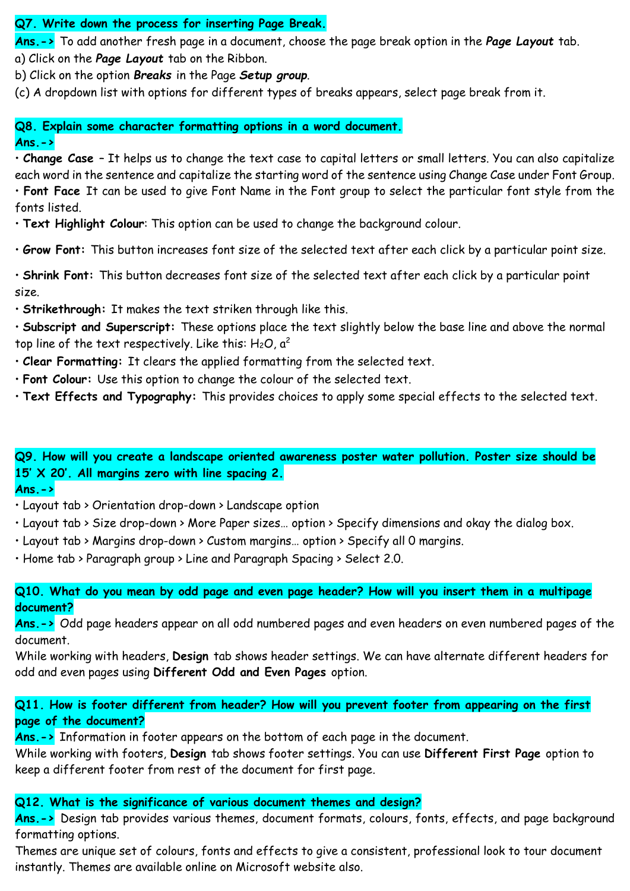**Q7. Write down the process for inserting Page Break.**

**Ans.->** To add another fresh page in a document, choose the page break option in the ***Page Layout*** tab.

a) Click on the ***Page Layout*** tab on the Ribbon.

b) Click on the option ***Breaks*** in the Page ***Setup group***.

(c) A dropdown list with options for different types of breaks appears, select page break from it.

**Q8. Explain some character formatting options in a word document.**

**Ans.->**

- **Change Case** – It helps us to change the text case to capital letters or small letters. You can also capitalize each word in the sentence and capitalize the starting word of the sentence using Change Case under Font Group.
- **Font Face** It can be used to give Font Name in the Font group to select the particular font style from the fonts listed.
- **Text Highlight Colour**: This option can be used to change the background colour.
- ***Grow Font:*** This button increases font size of the selected text after each click by a particular point size.
- ***Shrink Font:*** This button decreases font size of the selected text after each click by a particular point size.
- **Strikethrough:** It makes the text striken through like this.
- **Subscript and Superscript:** These options place the text slightly below the base line and above the normal top line of the text respectively. Like this: $H_2O$, $a^2$
- **Clear Formatting:** It clears the applied formatting from the selected text.
- **Font Colour:** Use this option to change the colour of the selected text.
- **Text Effects and Typography:** This provides choices to apply some special effects to the selected text.

**Q9. How will you create a landscape oriented awareness poster water pollution. Poster size should be 15' X 20'. All margins zero with line spacing 2.**

**Ans.->**

- Layout tab > Orientation drop-down > Landscape option
- Layout tab > Size drop-down > More Paper sizes… option > Specify dimensions and okay the dialog box.
- Layout tab > Margins drop-down > Custom margins… option > Specify all 0 margins.
- Home tab > Paragraph group > Line and Paragraph Spacing > Select 2.0.

**Q10. What do you mean by odd page and even page header? How will you insert them in a multipage document?**

**Ans.->** Odd page headers appear on all odd numbered pages and even headers on even numbered pages of the document.

While working with headers, **Design** tab shows header settings. We can have alternate different headers for odd and even pages using **Different Odd and Even Pages** option.

**Q11. How is footer different from header? How will you prevent footer from appearing on the first page of the document?**

**Ans.->** Information in footer appears on the bottom of each page in the document.

While working with footers, **Design** tab shows footer settings. You can use **Different First Page** option to keep a different footer from rest of the document for first page.

**Q12. What is the significance of various document themes and design?**

**Ans.->** Design tab provides various themes, document formats, colours, fonts, effects, and page background formatting options.

Themes are unique set of colours, fonts and effects to give a consistent, professional look to tour document instantly. Themes are available online on Microsoft website also.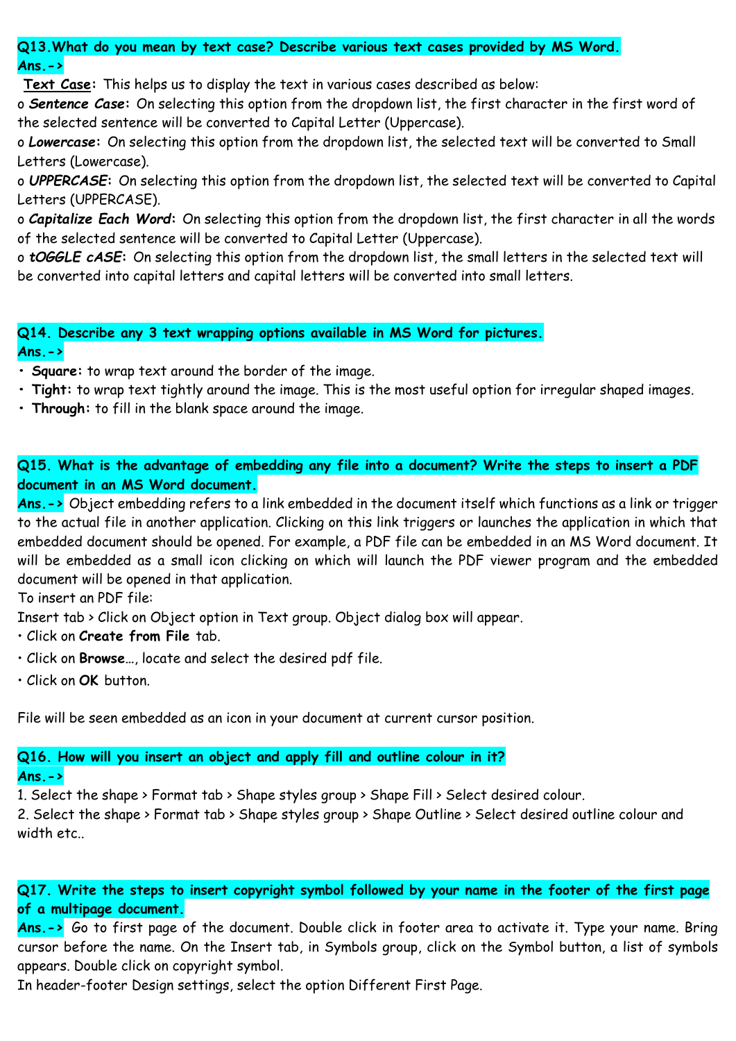**Q13.What do you mean by text case? Describe various text cases provided by MS Word.**
**Ans.->**

**Text Case:** This helps us to display the text in various cases described as below:

- ***Sentence Case*:** On selecting this option from the dropdown list, the first character in the first word of the selected sentence will be converted to Capital Letter (Uppercase).
- ***Lowercase*:** On selecting this option from the dropdown list, the selected text will be converted to Small Letters (Lowercase).
- ***UPPERCASE*:** On selecting this option from the dropdown list, the selected text will be converted to Capital Letters (UPPERCASE).
- ***Capitalize Each Word*:** On selecting this option from the dropdown list, the first character in all the words of the selected sentence will be converted to Capital Letter (Uppercase).
- ***tOGGLE cASE*:** On selecting this option from the dropdown list, the small letters in the selected text will be converted into capital letters and capital letters will be converted into small letters.

**Q14. Describe any 3 text wrapping options available in MS Word for pictures.**
**Ans.->**

- **Square:** to wrap text around the border of the image.
- **Tight:** to wrap text tightly around the image. This is the most useful option for irregular shaped images.
- **Through:** to fill in the blank space around the image.

**Q15. What is the advantage of embedding any file into a document? Write the steps to insert a PDF document in an MS Word document.**
**Ans.->** Object embedding refers to a link embedded in the document itself which functions as a link or trigger to the actual file in another application. Clicking on this link triggers or launches the application in which that embedded document should be opened. For example, a PDF file can be embedded in an MS Word document. It will be embedded as a small icon clicking on which will launch the PDF viewer program and the embedded document will be opened in that application.

To insert an PDF file:

Insert tab > Click on Object option in Text group. Object dialog box will appear.

- Click on **Create from File** tab.
- Click on **Browse**…, locate and select the desired pdf file.
- Click on **OK** button.

File will be seen embedded as an icon in your document at current cursor position.

**Q16. How will you insert an object and apply fill and outline colour in it?**
**Ans.->**

1. Select the shape > Format tab > Shape styles group > Shape Fill > Select desired colour.
2. Select the shape > Format tab > Shape styles group > Shape Outline > Select desired outline colour and width etc..

**Q17. Write the steps to insert copyright symbol followed by your name in the footer of the first page of a multipage document.**
**Ans.->** Go to first page of the document. Double click in footer area to activate it. Type your name. Bring cursor before the name. On the Insert tab, in Symbols group, click on the Symbol button, a list of symbols appears. Double click on copyright symbol.

In header-footer Design settings, select the option Different First Page.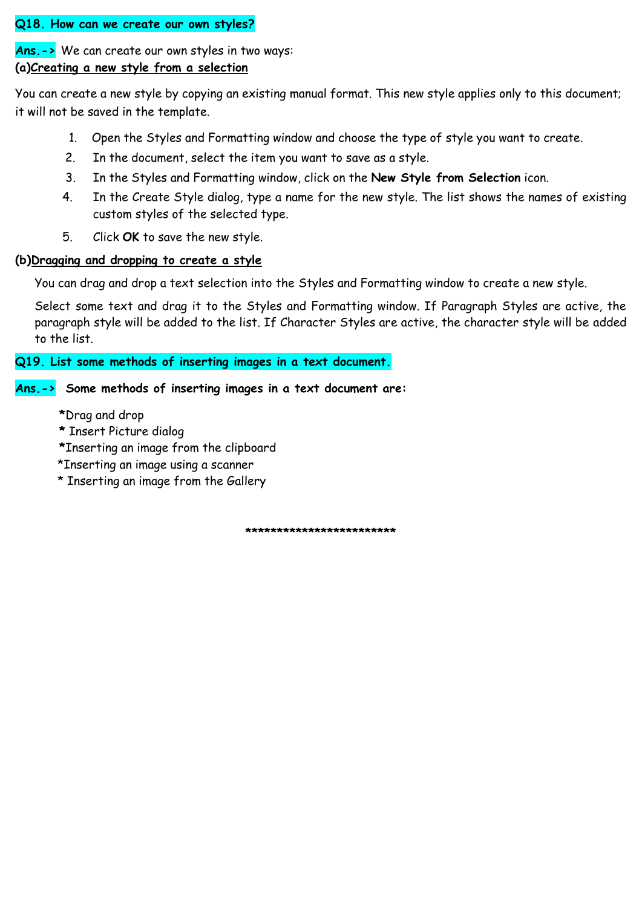**Q18. How can we create our own styles?**

**Ans.->** We can create our own styles in two ways:

**(a)Creating a new style from a selection**

You can create a new style by copying an existing manual format. This new style applies only to this document; it will not be saved in the template.

1. Open the Styles and Formatting window and choose the type of style you want to create.
2. In the document, select the item you want to save as a style.
3. In the Styles and Formatting window, click on the **New Style from Selection** icon.
4. In the Create Style dialog, type a name for the new style. The list shows the names of existing custom styles of the selected type.
5. Click **OK** to save the new style.

**(b)Dragging and dropping to create a style**

You can drag and drop a text selection into the Styles and Formatting window to create a new style.

Select some text and drag it to the Styles and Formatting window. If Paragraph Styles are active, the paragraph style will be added to the list. If Character Styles are active, the character style will be added to the list.

**Q19. List some methods of inserting images in a text document.**

**Ans.-> Some methods of inserting images in a text document are:**

*Drag and drop
* Insert Picture dialog
*Inserting an image from the clipboard
*Inserting an image using a scanner
* Inserting an image from the Gallery

*************************